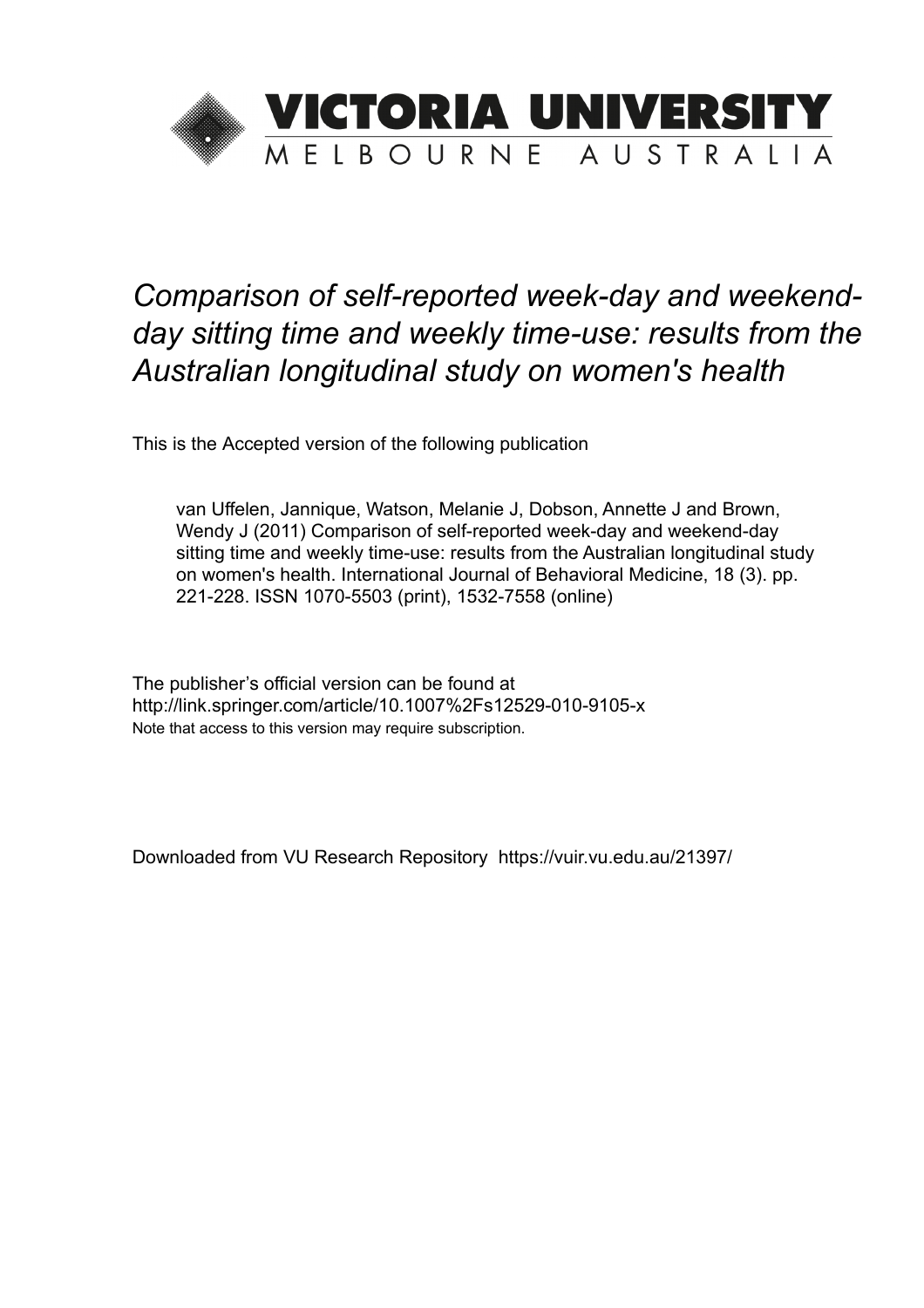# VICTORIA UNIVERSITY

MELBOURNE AUSTRALIA

*Comparison of self-reported week-day and weekend-day sitting time and weekly time-use: results from the Australian longitudinal study on women's health*

This is the Accepted version of the following publication

van Uffelen, Jannique, Watson, Melanie J, Dobson, Annette J and Brown, Wendy J (2011) Comparison of self-reported week-day and weekend-day sitting time and weekly time-use: results from the Australian longitudinal study on women's health. International Journal of Behavioral Medicine, 18 (3). pp. 221-228. ISSN 1070-5503 (print), 1532-7558 (online)

The publisher's official version can be found at
http://link.springer.com/article/10.1007%2Fs12529-010-9105-x
Note that access to this version may require subscription.

Downloaded from VU Research Repository https://vuir.vu.edu.au/21397/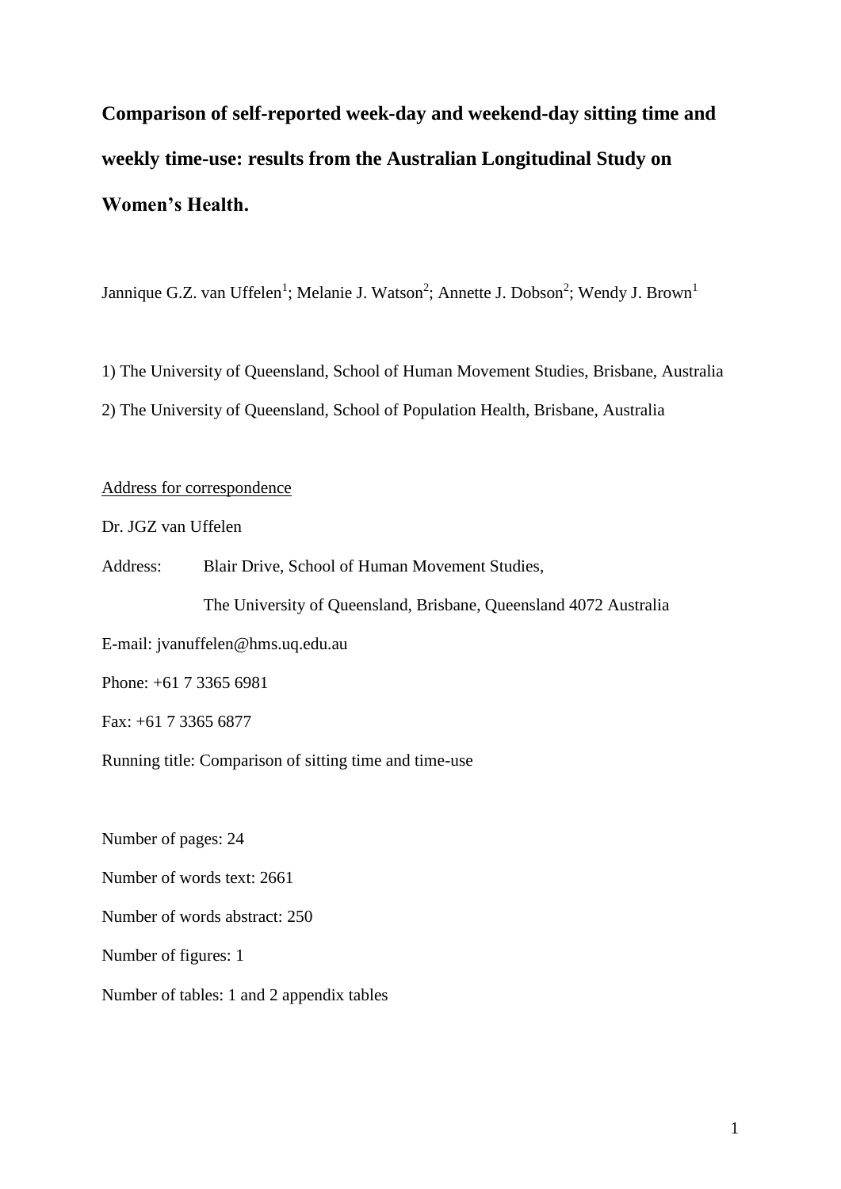# Comparison of self-reported week-day and weekend-day sitting time and weekly time-use: results from the Australian Longitudinal Study on Women's Health.

Jannique G.Z. van Uffelen[1]; Melanie J. Watson[2]; Annette J. Dobson[2]; Wendy J. Brown[1]

1) The University of Queensland, School of Human Movement Studies, Brisbane, Australia

2) The University of Queensland, School of Population Health, Brisbane, Australia

Address for correspondence

Dr. JGZ van Uffelen

Address: Blair Drive, School of Human Movement Studies,
The University of Queensland, Brisbane, Queensland 4072 Australia

E-mail: jvanuffelen@hms.uq.edu.au

Phone: +61 7 3365 6981

Fax: +61 7 3365 6877

Running title: Comparison of sitting time and time-use

Number of pages: 24

Number of words text: 2661

Number of words abstract: 250

Number of figures: 1

Number of tables: 1 and 2 appendix tables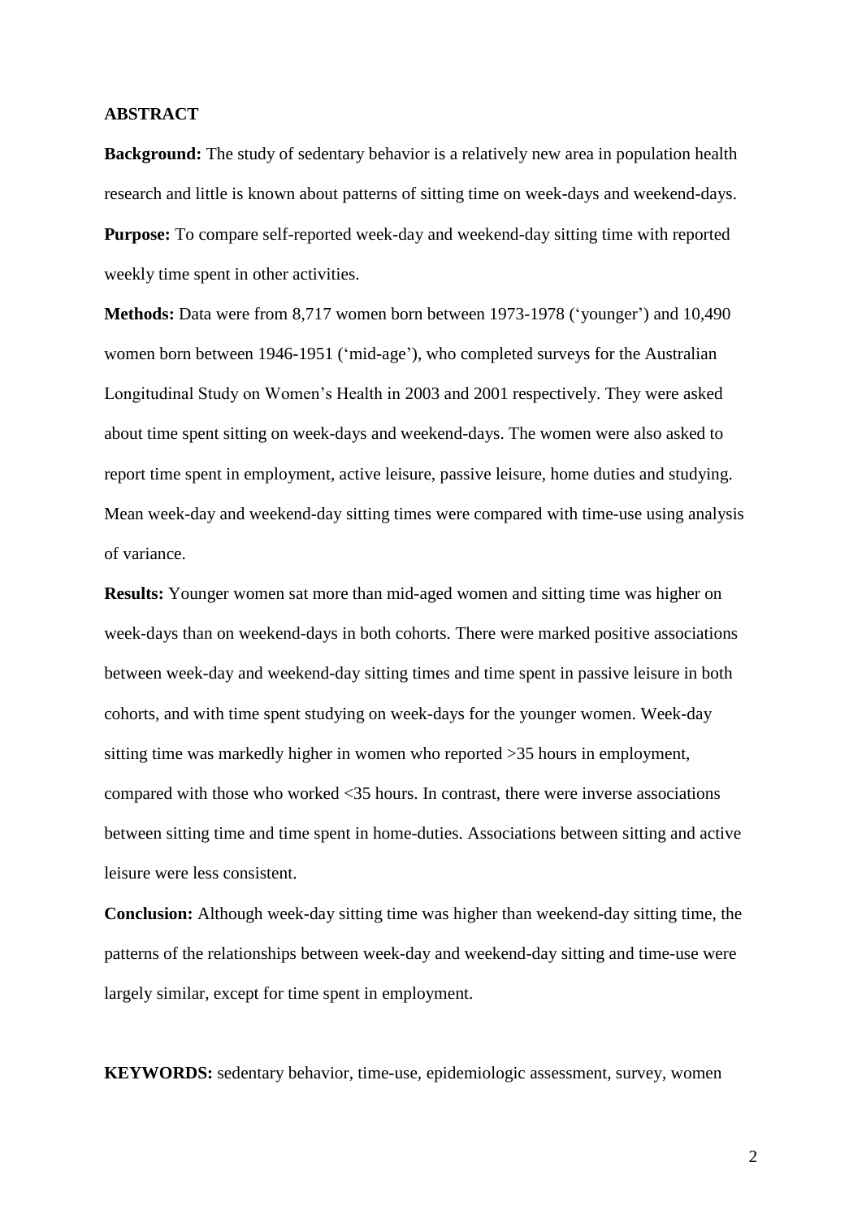## ABSTRACT

**Background:** The study of sedentary behavior is a relatively new area in population health research and little is known about patterns of sitting time on week-days and weekend-days.

**Purpose:** To compare self-reported week-day and weekend-day sitting time with reported weekly time spent in other activities.

**Methods:** Data were from 8,717 women born between 1973-1978 ('younger') and 10,490 women born between 1946-1951 ('mid-age'), who completed surveys for the Australian Longitudinal Study on Women's Health in 2003 and 2001 respectively. They were asked about time spent sitting on week-days and weekend-days. The women were also asked to report time spent in employment, active leisure, passive leisure, home duties and studying. Mean week-day and weekend-day sitting times were compared with time-use using analysis of variance.

**Results:** Younger women sat more than mid-aged women and sitting time was higher on week-days than on weekend-days in both cohorts. There were marked positive associations between week-day and weekend-day sitting times and time spent in passive leisure in both cohorts, and with time spent studying on week-days for the younger women. Week-day sitting time was markedly higher in women who reported >35 hours in employment, compared with those who worked <35 hours. In contrast, there were inverse associations between sitting time and time spent in home-duties. Associations between sitting and active leisure were less consistent.

**Conclusion:** Although week-day sitting time was higher than weekend-day sitting time, the patterns of the relationships between week-day and weekend-day sitting and time-use were largely similar, except for time spent in employment.

**KEYWORDS:** sedentary behavior, time-use, epidemiologic assessment, survey, women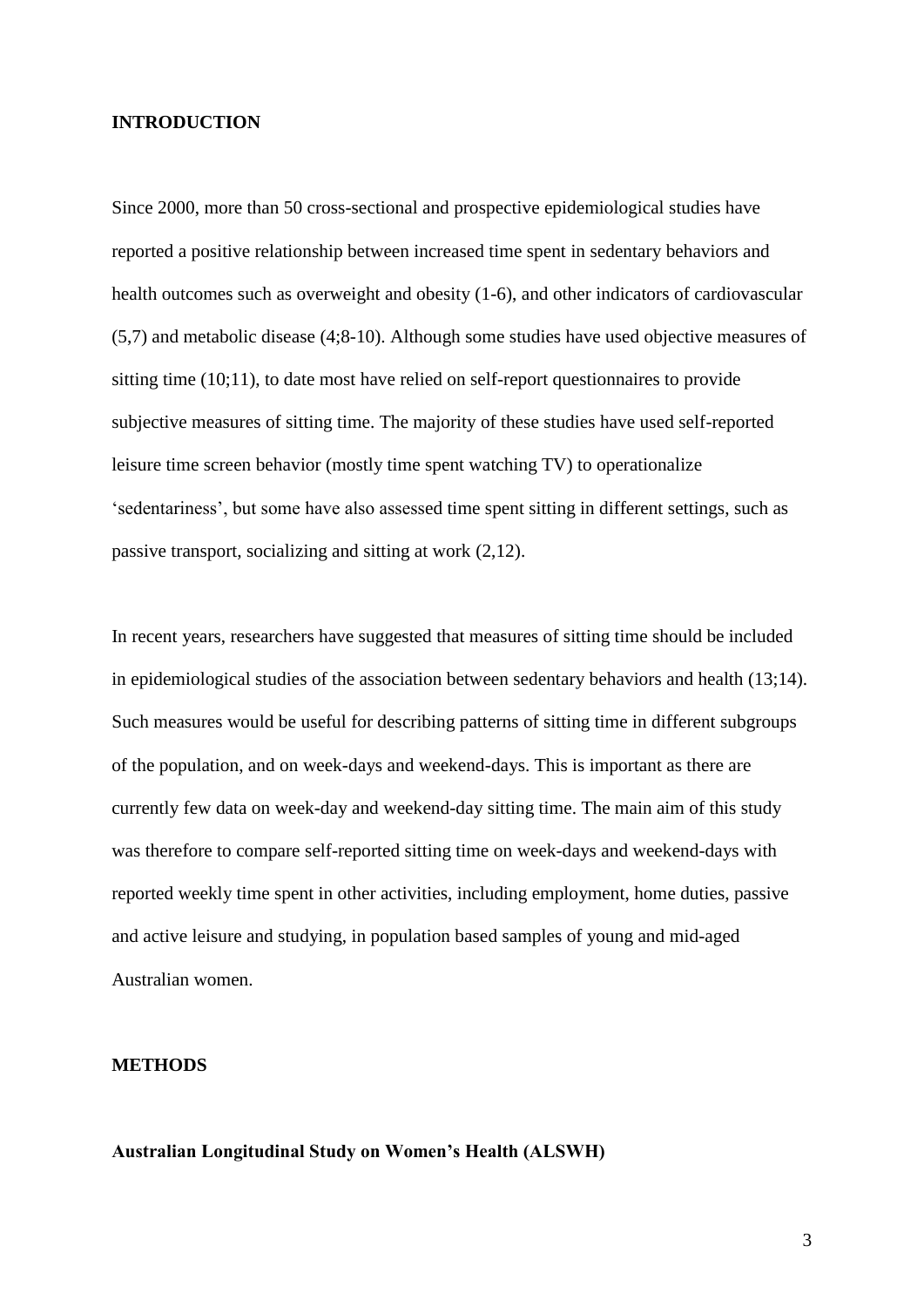## INTRODUCTION

Since 2000, more than 50 cross-sectional and prospective epidemiological studies have reported a positive relationship between increased time spent in sedentary behaviors and health outcomes such as overweight and obesity (1-6), and other indicators of cardiovascular (5,7) and metabolic disease (4;8-10). Although some studies have used objective measures of sitting time (10;11), to date most have relied on self-report questionnaires to provide subjective measures of sitting time. The majority of these studies have used self-reported leisure time screen behavior (mostly time spent watching TV) to operationalize 'sedentariness', but some have also assessed time spent sitting in different settings, such as passive transport, socializing and sitting at work (2,12).

In recent years, researchers have suggested that measures of sitting time should be included in epidemiological studies of the association between sedentary behaviors and health (13;14). Such measures would be useful for describing patterns of sitting time in different subgroups of the population, and on week-days and weekend-days. This is important as there are currently few data on week-day and weekend-day sitting time. The main aim of this study was therefore to compare self-reported sitting time on week-days and weekend-days with reported weekly time spent in other activities, including employment, home duties, passive and active leisure and studying, in population based samples of young and mid-aged Australian women.

## METHODS

### Australian Longitudinal Study on Women's Health (ALSWH)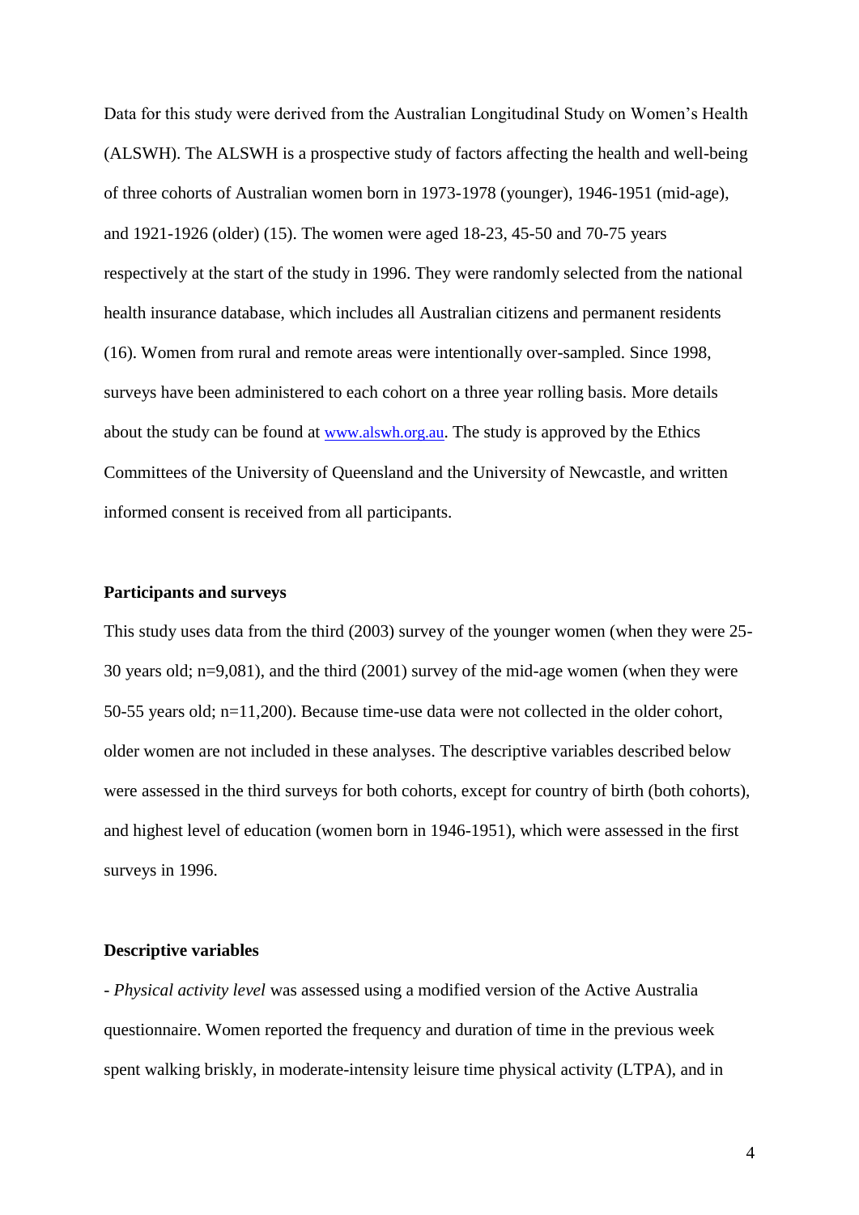Data for this study were derived from the Australian Longitudinal Study on Women's Health (ALSWH). The ALSWH is a prospective study of factors affecting the health and well-being of three cohorts of Australian women born in 1973-1978 (younger), 1946-1951 (mid-age), and 1921-1926 (older) (15). The women were aged 18-23, 45-50 and 70-75 years respectively at the start of the study in 1996. They were randomly selected from the national health insurance database, which includes all Australian citizens and permanent residents (16). Women from rural and remote areas were intentionally over-sampled. Since 1998, surveys have been administered to each cohort on a three year rolling basis. More details about the study can be found at www.alswh.org.au. The study is approved by the Ethics Committees of the University of Queensland and the University of Newcastle, and written informed consent is received from all participants.

**Participants and surveys**

This study uses data from the third (2003) survey of the younger women (when they were 25-30 years old; n=9,081), and the third (2001) survey of the mid-age women (when they were 50-55 years old; n=11,200). Because time-use data were not collected in the older cohort, older women are not included in these analyses. The descriptive variables described below were assessed in the third surveys for both cohorts, except for country of birth (both cohorts), and highest level of education (women born in 1946-1951), which were assessed in the first surveys in 1996.

**Descriptive variables**

- *Physical activity level* was assessed using a modified version of the Active Australia questionnaire. Women reported the frequency and duration of time in the previous week spent walking briskly, in moderate-intensity leisure time physical activity (LTPA), and in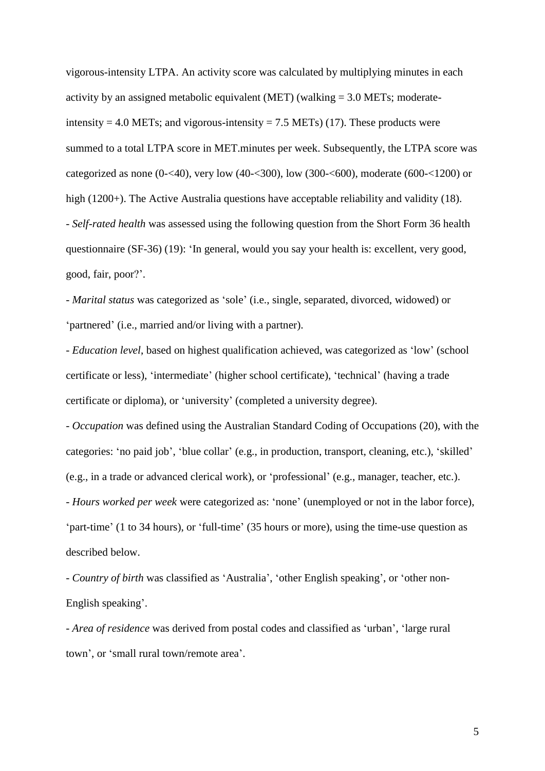vigorous-intensity LTPA. An activity score was calculated by multiplying minutes in each activity by an assigned metabolic equivalent (MET) (walking = 3.0 METs; moderate-intensity = 4.0 METs; and vigorous-intensity = 7.5 METs) (17). These products were summed to a total LTPA score in MET.minutes per week. Subsequently, the LTPA score was categorized as none (0-<40), very low (40-<300), low (300-<600), moderate (600-<1200) or high (1200+). The Active Australia questions have acceptable reliability and validity (18).

- *Self-rated health* was assessed using the following question from the Short Form 36 health questionnaire (SF-36) (19): 'In general, would you say your health is: excellent, very good, good, fair, poor?'.

- *Marital status* was categorized as 'sole' (i.e., single, separated, divorced, widowed) or 'partnered' (i.e., married and/or living with a partner).

- *Education level*, based on highest qualification achieved, was categorized as 'low' (school certificate or less), 'intermediate' (higher school certificate), 'technical' (having a trade certificate or diploma), or 'university' (completed a university degree).

- *Occupation* was defined using the Australian Standard Coding of Occupations (20), with the categories: 'no paid job', 'blue collar' (e.g., in production, transport, cleaning, etc.), 'skilled' (e.g., in a trade or advanced clerical work), or 'professional' (e.g., manager, teacher, etc.).

- *Hours worked per week* were categorized as: 'none' (unemployed or not in the labor force), 'part-time' (1 to 34 hours), or 'full-time' (35 hours or more), using the time-use question as described below.

- *Country of birth* was classified as 'Australia', 'other English speaking', or 'other non-English speaking'.

- *Area of residence* was derived from postal codes and classified as 'urban', 'large rural town', or 'small rural town/remote area'.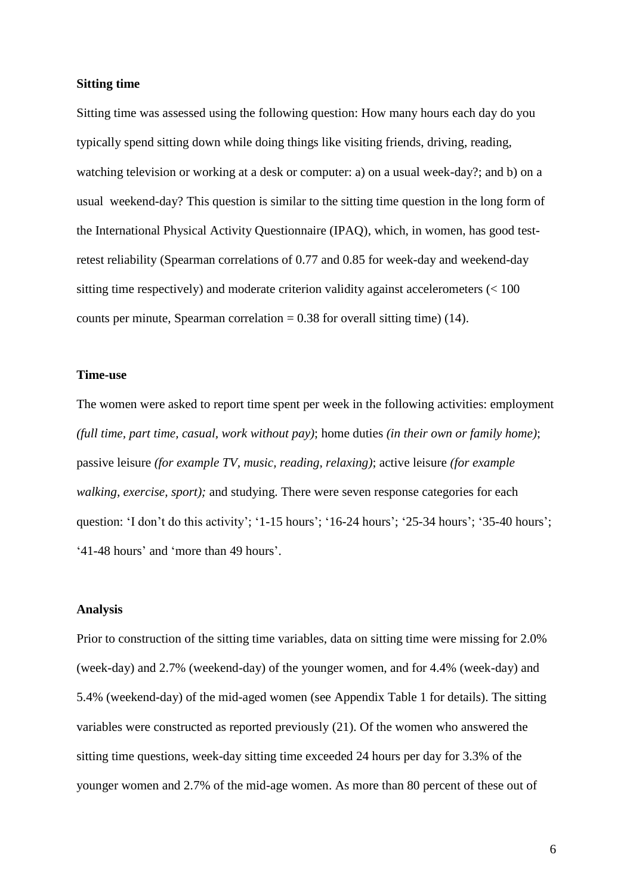**Sitting time**

Sitting time was assessed using the following question: How many hours each day do you typically spend sitting down while doing things like visiting friends, driving, reading, watching television or working at a desk or computer: a) on a usual week-day?; and b) on a usual weekend-day? This question is similar to the sitting time question in the long form of the International Physical Activity Questionnaire (IPAQ), which, in women, has good test-retest reliability (Spearman correlations of 0.77 and 0.85 for week-day and weekend-day sitting time respectively) and moderate criterion validity against accelerometers (< 100 counts per minute, Spearman correlation = 0.38 for overall sitting time) (14).

**Time-use**

The women were asked to report time spent per week in the following activities: employment *(full time, part time, casual, work without pay)*; home duties *(in their own or family home)*; passive leisure *(for example TV, music, reading, relaxing)*; active leisure *(for example walking, exercise, sport);* and studying. There were seven response categories for each question: 'I don't do this activity'; '1-15 hours'; '16-24 hours'; '25-34 hours'; '35-40 hours'; '41-48 hours' and 'more than 49 hours'.

**Analysis**

Prior to construction of the sitting time variables, data on sitting time were missing for 2.0% (week-day) and 2.7% (weekend-day) of the younger women, and for 4.4% (week-day) and 5.4% (weekend-day) of the mid-aged women (see Appendix Table 1 for details). The sitting variables were constructed as reported previously (21). Of the women who answered the sitting time questions, week-day sitting time exceeded 24 hours per day for 3.3% of the younger women and 2.7% of the mid-age women. As more than 80 percent of these out of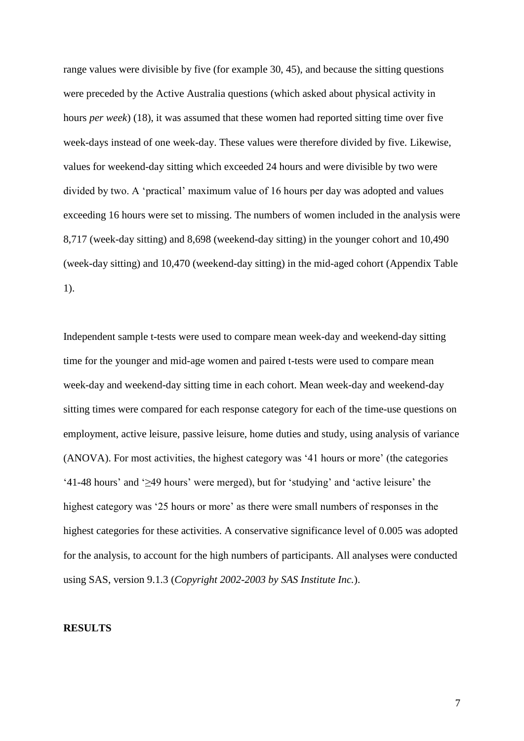range values were divisible by five (for example 30, 45), and because the sitting questions were preceded by the Active Australia questions (which asked about physical activity in hours *per week*) (18), it was assumed that these women had reported sitting time over five week-days instead of one week-day. These values were therefore divided by five. Likewise, values for weekend-day sitting which exceeded 24 hours and were divisible by two were divided by two. A 'practical' maximum value of 16 hours per day was adopted and values exceeding 16 hours were set to missing. The numbers of women included in the analysis were 8,717 (week-day sitting) and 8,698 (weekend-day sitting) in the younger cohort and 10,490 (week-day sitting) and 10,470 (weekend-day sitting) in the mid-aged cohort (Appendix Table 1).

Independent sample t-tests were used to compare mean week-day and weekend-day sitting time for the younger and mid-age women and paired t-tests were used to compare mean week-day and weekend-day sitting time in each cohort. Mean week-day and weekend-day sitting times were compared for each response category for each of the time-use questions on employment, active leisure, passive leisure, home duties and study, using analysis of variance (ANOVA). For most activities, the highest category was '41 hours or more' (the categories '41-48 hours' and '≥49 hours' were merged), but for 'studying' and 'active leisure' the highest category was '25 hours or more' as there were small numbers of responses in the highest categories for these activities. A conservative significance level of 0.005 was adopted for the analysis, to account for the high numbers of participants. All analyses were conducted using SAS, version 9.1.3 (*Copyright 2002-2003 by SAS Institute Inc.*).

**RESULTS**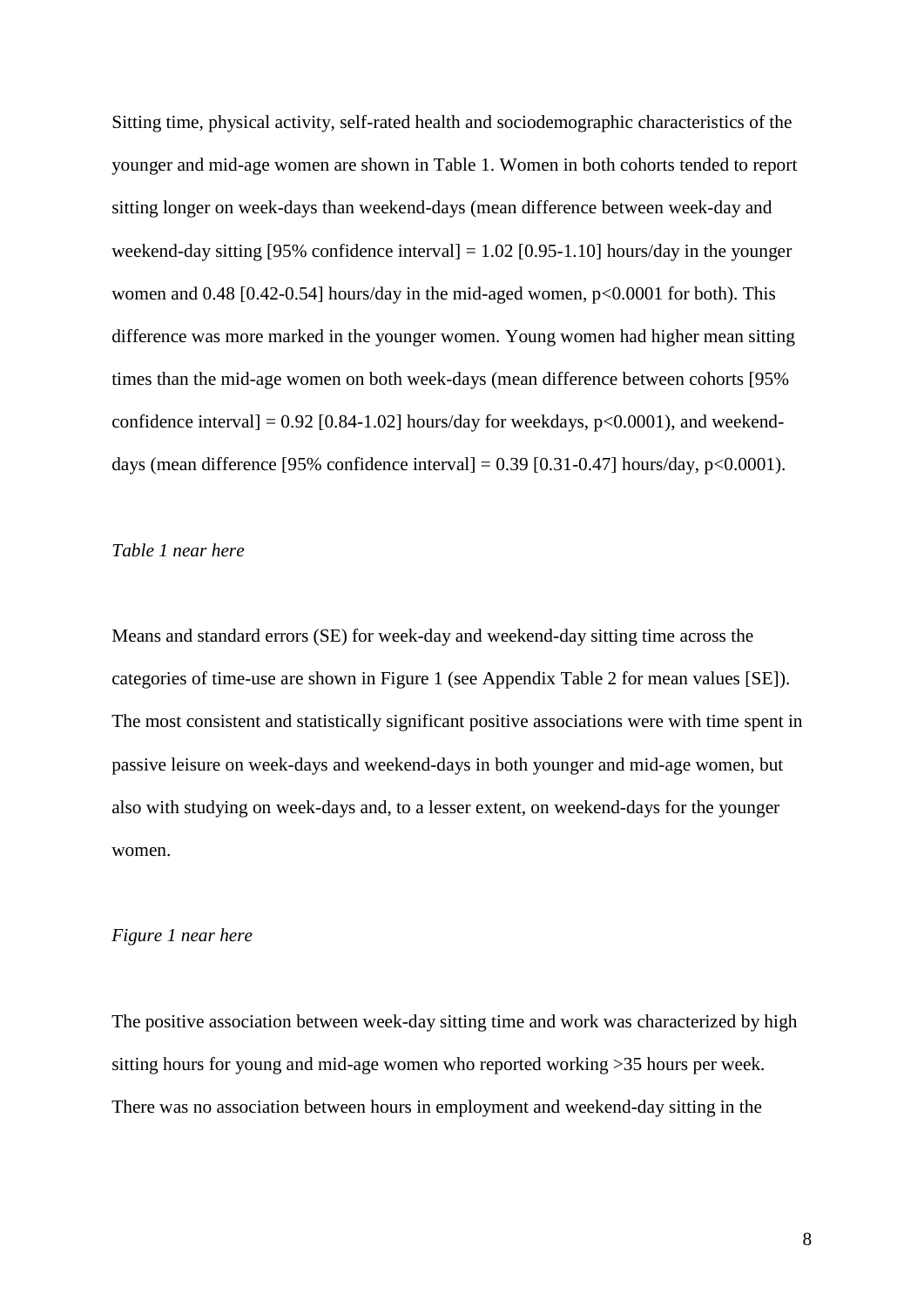Sitting time, physical activity, self-rated health and sociodemographic characteristics of the younger and mid-age women are shown in Table 1. Women in both cohorts tended to report sitting longer on week-days than weekend-days (mean difference between week-day and weekend-day sitting [95% confidence interval] = 1.02 [0.95-1.10] hours/day in the younger women and 0.48 [0.42-0.54] hours/day in the mid-aged women, $p<0.0001$ for both). This difference was more marked in the younger women. Young women had higher mean sitting times than the mid-age women on both week-days (mean difference between cohorts [95% confidence interval] = 0.92 [0.84-1.02] hours/day for weekdays, $p<0.0001$), and weekend-days (mean difference [95% confidence interval] = 0.39 [0.31-0.47] hours/day, $p<0.0001$).

*Table 1 near here*

Means and standard errors (SE) for week-day and weekend-day sitting time across the categories of time-use are shown in Figure 1 (see Appendix Table 2 for mean values [SE]). The most consistent and statistically significant positive associations were with time spent in passive leisure on week-days and weekend-days in both younger and mid-age women, but also with studying on week-days and, to a lesser extent, on weekend-days for the younger women.

*Figure 1 near here*

The positive association between week-day sitting time and work was characterized by high sitting hours for young and mid-age women who reported working >35 hours per week. There was no association between hours in employment and weekend-day sitting in the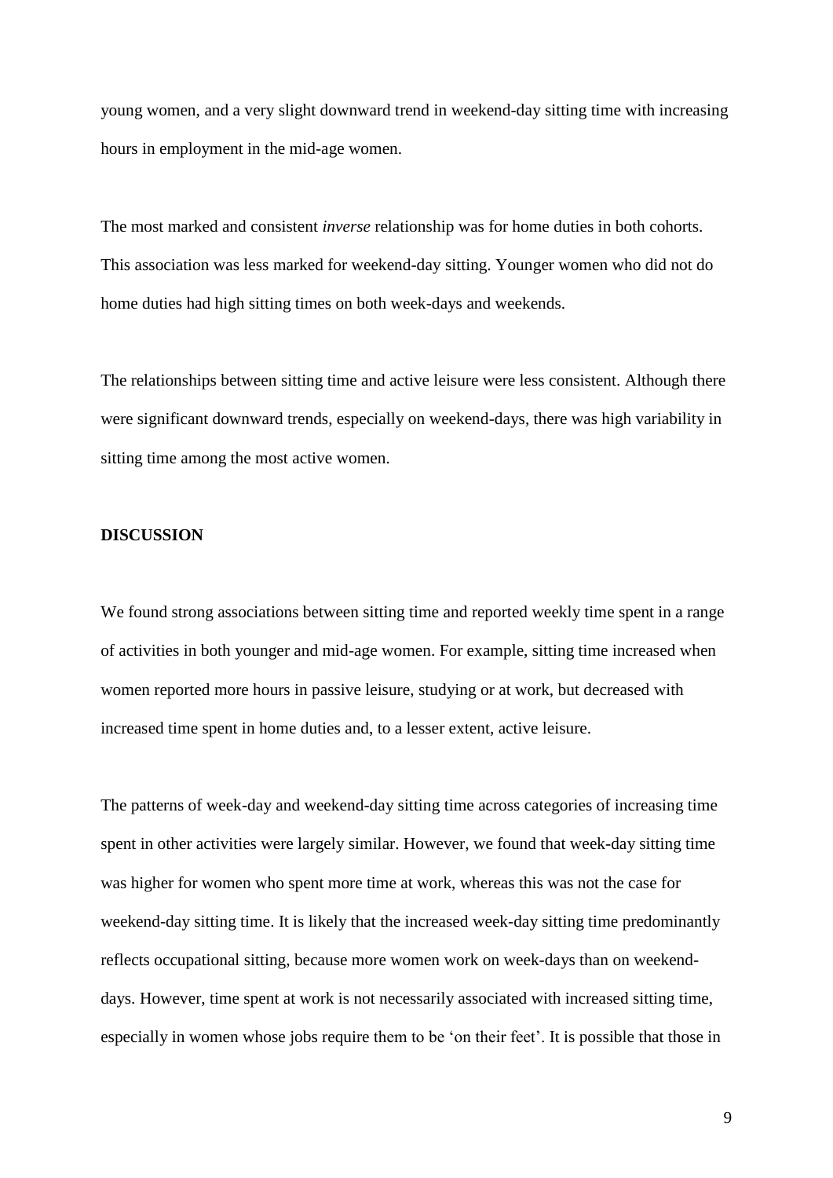young women, and a very slight downward trend in weekend-day sitting time with increasing hours in employment in the mid-age women.

The most marked and consistent *inverse* relationship was for home duties in both cohorts. This association was less marked for weekend-day sitting. Younger women who did not do home duties had high sitting times on both week-days and weekends.

The relationships between sitting time and active leisure were less consistent. Although there were significant downward trends, especially on weekend-days, there was high variability in sitting time among the most active women.

## DISCUSSION

We found strong associations between sitting time and reported weekly time spent in a range of activities in both younger and mid-age women. For example, sitting time increased when women reported more hours in passive leisure, studying or at work, but decreased with increased time spent in home duties and, to a lesser extent, active leisure.

The patterns of week-day and weekend-day sitting time across categories of increasing time spent in other activities were largely similar. However, we found that week-day sitting time was higher for women who spent more time at work, whereas this was not the case for weekend-day sitting time. It is likely that the increased week-day sitting time predominantly reflects occupational sitting, because more women work on week-days than on weekend-days. However, time spent at work is not necessarily associated with increased sitting time, especially in women whose jobs require them to be 'on their feet'. It is possible that those in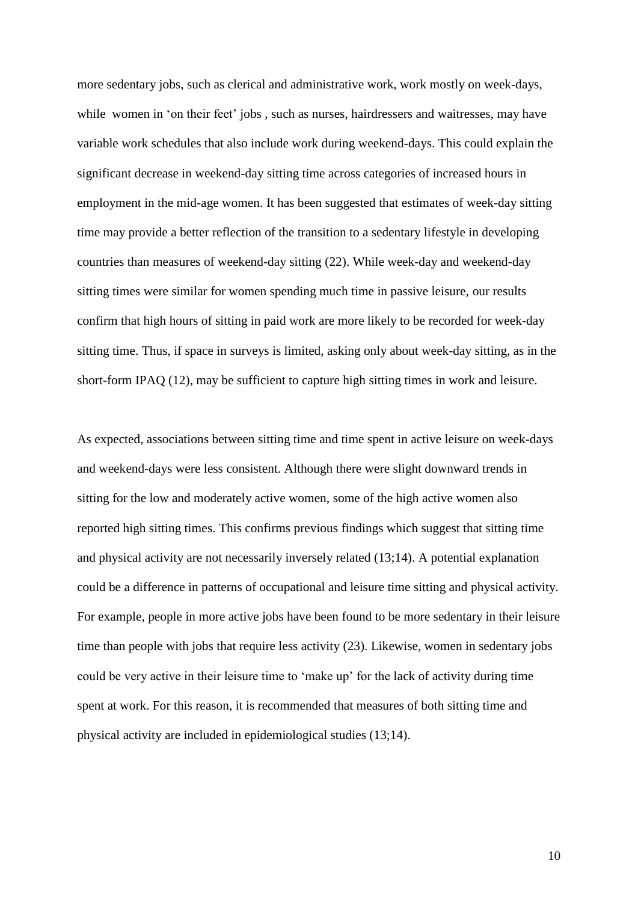more sedentary jobs, such as clerical and administrative work, work mostly on week-days, while women in 'on their feet' jobs , such as nurses, hairdressers and waitresses, may have variable work schedules that also include work during weekend-days. This could explain the significant decrease in weekend-day sitting time across categories of increased hours in employment in the mid-age women. It has been suggested that estimates of week-day sitting time may provide a better reflection of the transition to a sedentary lifestyle in developing countries than measures of weekend-day sitting (22). While week-day and weekend-day sitting times were similar for women spending much time in passive leisure, our results confirm that high hours of sitting in paid work are more likely to be recorded for week-day sitting time. Thus, if space in surveys is limited, asking only about week-day sitting, as in the short-form IPAQ (12), may be sufficient to capture high sitting times in work and leisure.

As expected, associations between sitting time and time spent in active leisure on week-days and weekend-days were less consistent. Although there were slight downward trends in sitting for the low and moderately active women, some of the high active women also reported high sitting times. This confirms previous findings which suggest that sitting time and physical activity are not necessarily inversely related (13;14). A potential explanation could be a difference in patterns of occupational and leisure time sitting and physical activity. For example, people in more active jobs have been found to be more sedentary in their leisure time than people with jobs that require less activity (23). Likewise, women in sedentary jobs could be very active in their leisure time to 'make up' for the lack of activity during time spent at work. For this reason, it is recommended that measures of both sitting time and physical activity are included in epidemiological studies (13;14).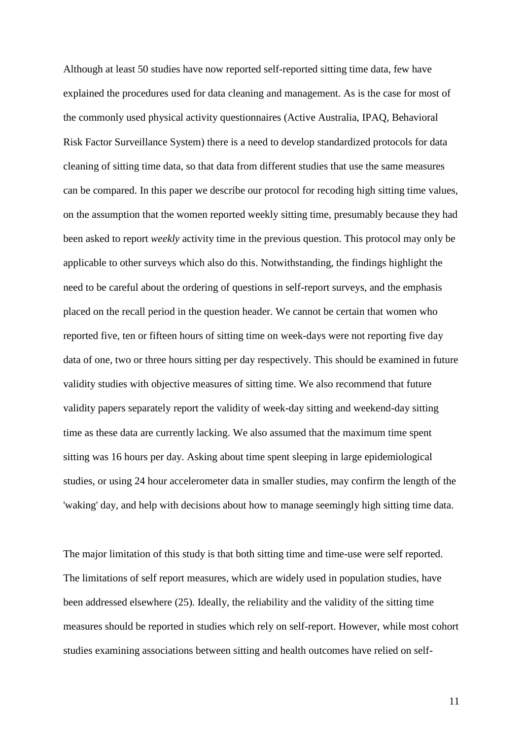Although at least 50 studies have now reported self-reported sitting time data, few have explained the procedures used for data cleaning and management. As is the case for most of the commonly used physical activity questionnaires (Active Australia, IPAQ, Behavioral Risk Factor Surveillance System) there is a need to develop standardized protocols for data cleaning of sitting time data, so that data from different studies that use the same measures can be compared. In this paper we describe our protocol for recoding high sitting time values, on the assumption that the women reported weekly sitting time, presumably because they had been asked to report *weekly* activity time in the previous question. This protocol may only be applicable to other surveys which also do this. Notwithstanding, the findings highlight the need to be careful about the ordering of questions in self-report surveys, and the emphasis placed on the recall period in the question header. We cannot be certain that women who reported five, ten or fifteen hours of sitting time on week-days were not reporting five day data of one, two or three hours sitting per day respectively. This should be examined in future validity studies with objective measures of sitting time. We also recommend that future validity papers separately report the validity of week-day sitting and weekend-day sitting time as these data are currently lacking. We also assumed that the maximum time spent sitting was 16 hours per day. Asking about time spent sleeping in large epidemiological studies, or using 24 hour accelerometer data in smaller studies, may confirm the length of the 'waking' day, and help with decisions about how to manage seemingly high sitting time data.

The major limitation of this study is that both sitting time and time-use were self reported. The limitations of self report measures, which are widely used in population studies, have been addressed elsewhere (25). Ideally, the reliability and the validity of the sitting time measures should be reported in studies which rely on self-report. However, while most cohort studies examining associations between sitting and health outcomes have relied on self-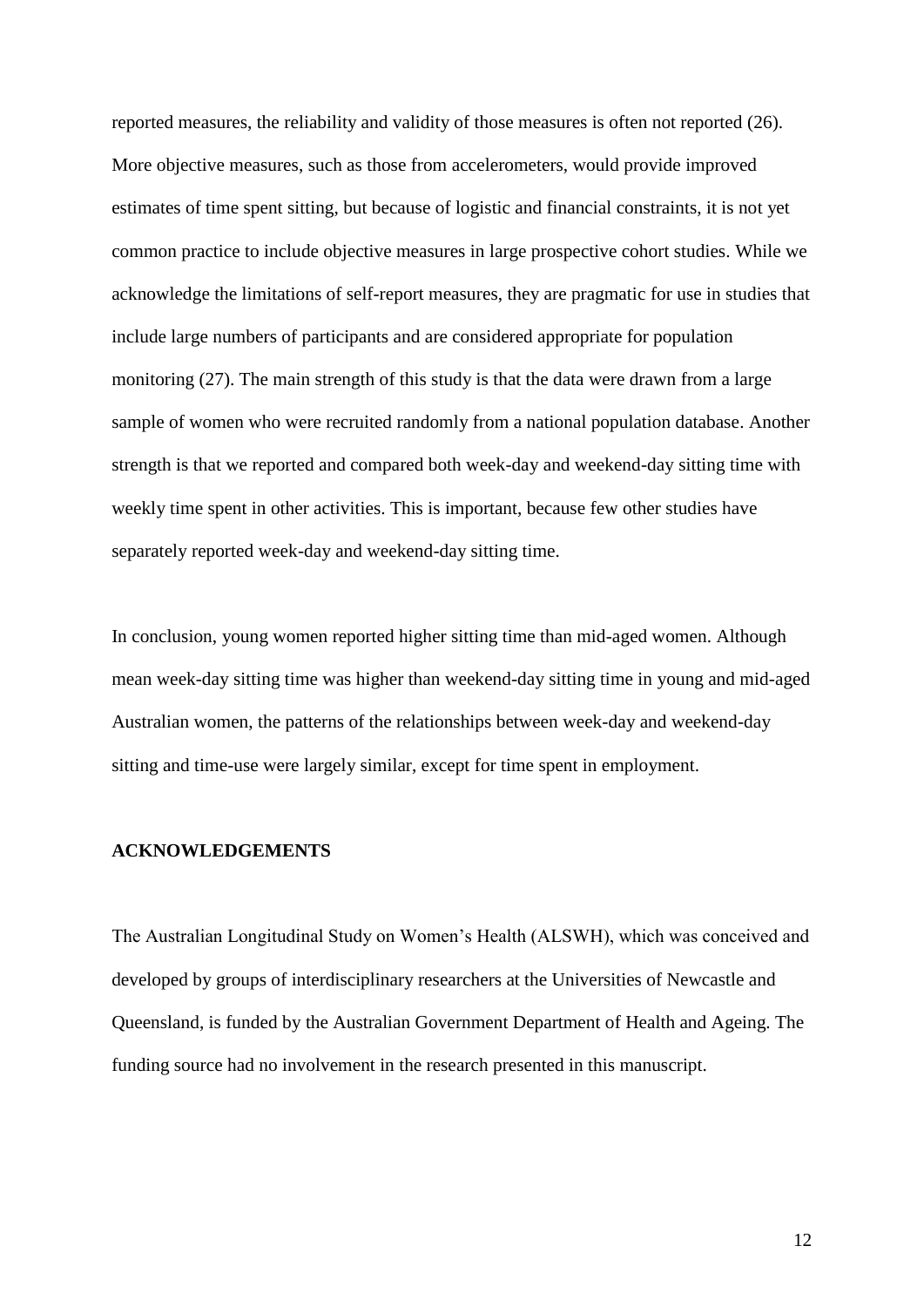reported measures, the reliability and validity of those measures is often not reported (26). More objective measures, such as those from accelerometers, would provide improved estimates of time spent sitting, but because of logistic and financial constraints, it is not yet common practice to include objective measures in large prospective cohort studies. While we acknowledge the limitations of self-report measures, they are pragmatic for use in studies that include large numbers of participants and are considered appropriate for population monitoring (27). The main strength of this study is that the data were drawn from a large sample of women who were recruited randomly from a national population database. Another strength is that we reported and compared both week-day and weekend-day sitting time with weekly time spent in other activities. This is important, because few other studies have separately reported week-day and weekend-day sitting time.

In conclusion, young women reported higher sitting time than mid-aged women. Although mean week-day sitting time was higher than weekend-day sitting time in young and mid-aged Australian women, the patterns of the relationships between week-day and weekend-day sitting and time-use were largely similar, except for time spent in employment.

## ACKNOWLEDGEMENTS

The Australian Longitudinal Study on Women's Health (ALSWH), which was conceived and developed by groups of interdisciplinary researchers at the Universities of Newcastle and Queensland, is funded by the Australian Government Department of Health and Ageing. The funding source had no involvement in the research presented in this manuscript.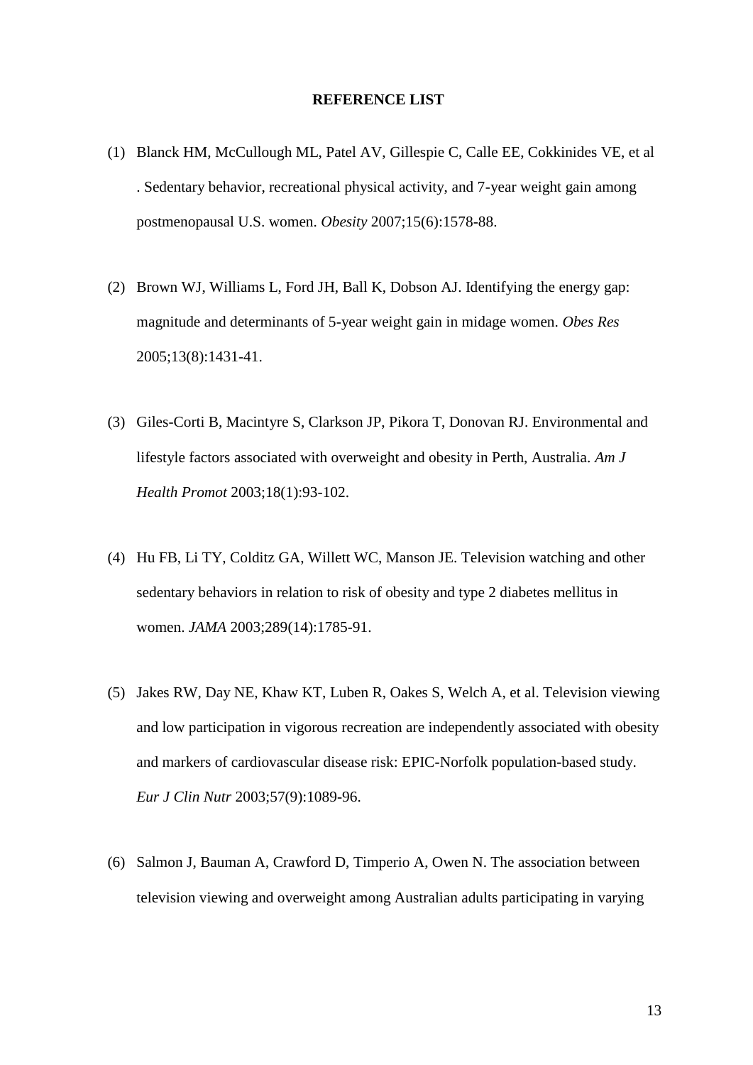**REFERENCE LIST**

(1) Blanck HM, McCullough ML, Patel AV, Gillespie C, Calle EE, Cokkinides VE, et al . Sedentary behavior, recreational physical activity, and 7-year weight gain among postmenopausal U.S. women. *Obesity* 2007;15(6):1578-88.

(2) Brown WJ, Williams L, Ford JH, Ball K, Dobson AJ. Identifying the energy gap: magnitude and determinants of 5-year weight gain in midage women. *Obes Res* 2005;13(8):1431-41.

(3) Giles-Corti B, Macintyre S, Clarkson JP, Pikora T, Donovan RJ. Environmental and lifestyle factors associated with overweight and obesity in Perth, Australia. *Am J Health Promot* 2003;18(1):93-102.

(4) Hu FB, Li TY, Colditz GA, Willett WC, Manson JE. Television watching and other sedentary behaviors in relation to risk of obesity and type 2 diabetes mellitus in women. *JAMA* 2003;289(14):1785-91.

(5) Jakes RW, Day NE, Khaw KT, Luben R, Oakes S, Welch A, et al. Television viewing and low participation in vigorous recreation are independently associated with obesity and markers of cardiovascular disease risk: EPIC-Norfolk population-based study. *Eur J Clin Nutr* 2003;57(9):1089-96.

(6) Salmon J, Bauman A, Crawford D, Timperio A, Owen N. The association between television viewing and overweight among Australian adults participating in varying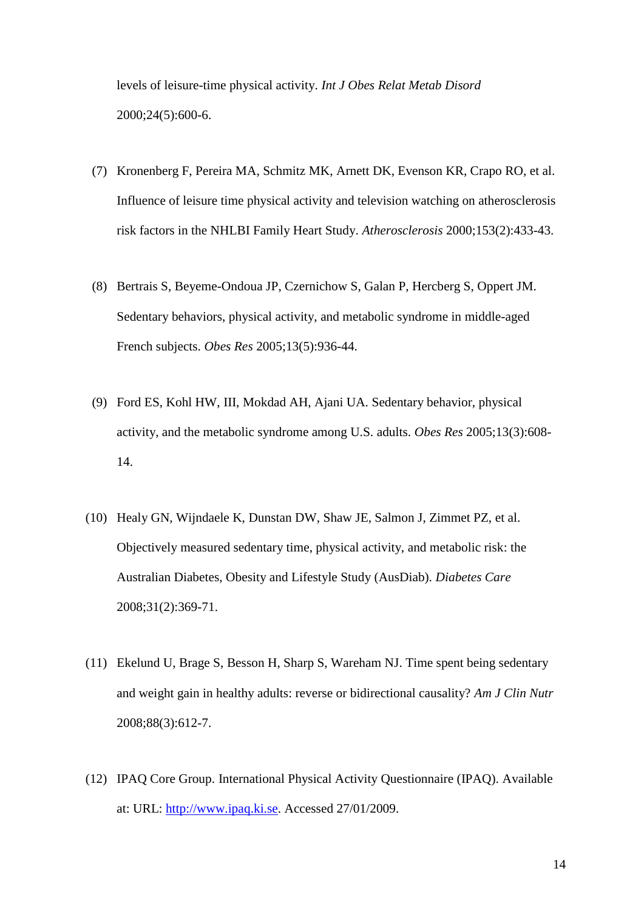levels of leisure-time physical activity. *Int J Obes Relat Metab Disord* 2000;24(5):600-6.

(7) Kronenberg F, Pereira MA, Schmitz MK, Arnett DK, Evenson KR, Crapo RO, et al. Influence of leisure time physical activity and television watching on atherosclerosis risk factors in the NHLBI Family Heart Study. *Atherosclerosis* 2000;153(2):433-43.

(8) Bertrais S, Beyeme-Ondoua JP, Czernichow S, Galan P, Hercberg S, Oppert JM. Sedentary behaviors, physical activity, and metabolic syndrome in middle-aged French subjects. *Obes Res* 2005;13(5):936-44.

(9) Ford ES, Kohl HW, III, Mokdad AH, Ajani UA. Sedentary behavior, physical activity, and the metabolic syndrome among U.S. adults. *Obes Res* 2005;13(3):608-14.

(10) Healy GN, Wijndaele K, Dunstan DW, Shaw JE, Salmon J, Zimmet PZ, et al. Objectively measured sedentary time, physical activity, and metabolic risk: the Australian Diabetes, Obesity and Lifestyle Study (AusDiab). *Diabetes Care* 2008;31(2):369-71.

(11) Ekelund U, Brage S, Besson H, Sharp S, Wareham NJ. Time spent being sedentary and weight gain in healthy adults: reverse or bidirectional causality? *Am J Clin Nutr* 2008;88(3):612-7.

(12) IPAQ Core Group. International Physical Activity Questionnaire (IPAQ). Available at: URL: http://www.ipaq.ki.se. Accessed 27/01/2009.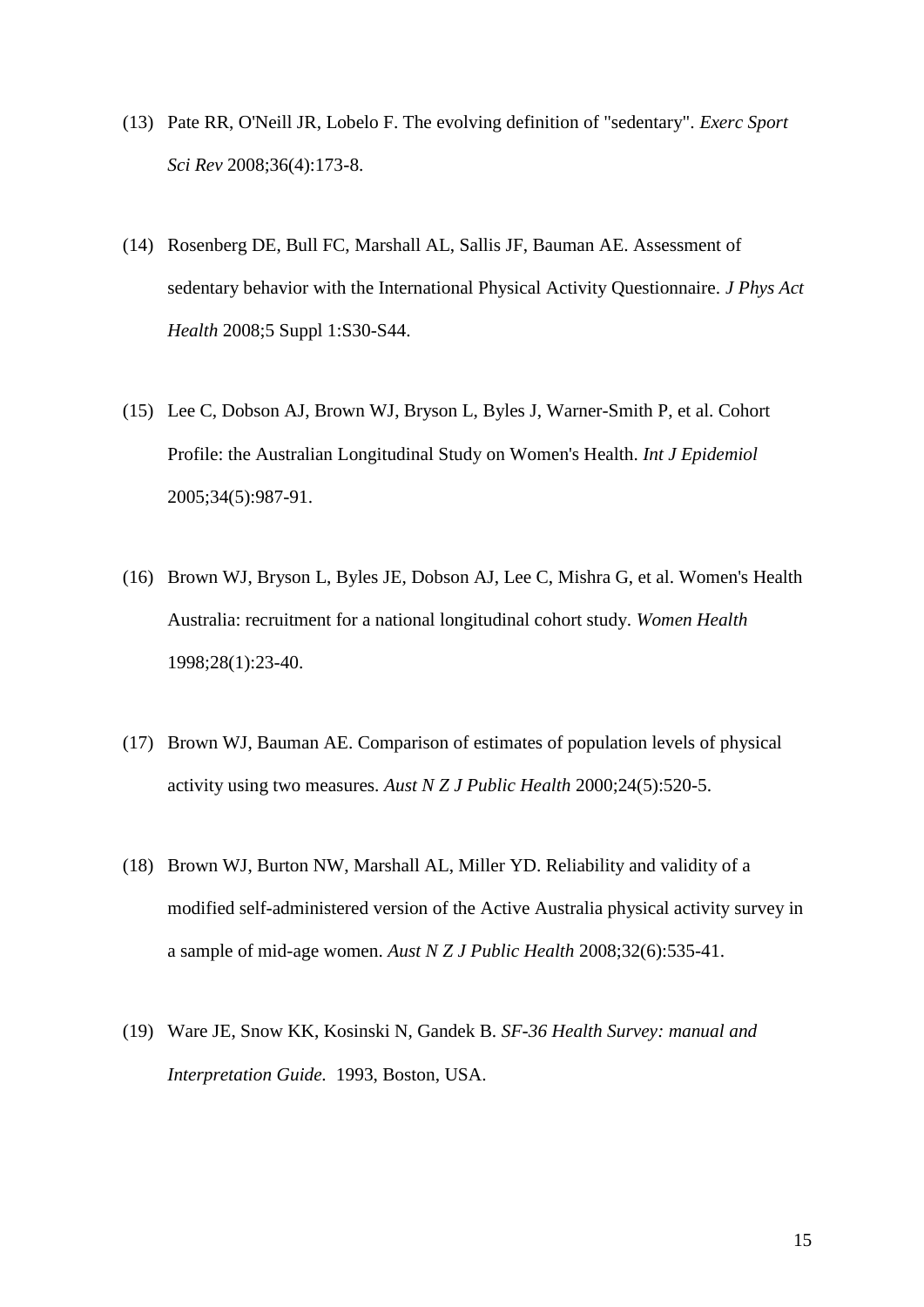(13) Pate RR, O'Neill JR, Lobelo F. The evolving definition of "sedentary". *Exerc Sport Sci Rev* 2008;36(4):173-8.

(14) Rosenberg DE, Bull FC, Marshall AL, Sallis JF, Bauman AE. Assessment of sedentary behavior with the International Physical Activity Questionnaire. *J Phys Act Health* 2008;5 Suppl 1:S30-S44.

(15) Lee C, Dobson AJ, Brown WJ, Bryson L, Byles J, Warner-Smith P, et al. Cohort Profile: the Australian Longitudinal Study on Women's Health. *Int J Epidemiol* 2005;34(5):987-91.

(16) Brown WJ, Bryson L, Byles JE, Dobson AJ, Lee C, Mishra G, et al. Women's Health Australia: recruitment for a national longitudinal cohort study. *Women Health* 1998;28(1):23-40.

(17) Brown WJ, Bauman AE. Comparison of estimates of population levels of physical activity using two measures. *Aust N Z J Public Health* 2000;24(5):520-5.

(18) Brown WJ, Burton NW, Marshall AL, Miller YD. Reliability and validity of a modified self-administered version of the Active Australia physical activity survey in a sample of mid-age women. *Aust N Z J Public Health* 2008;32(6):535-41.

(19) Ware JE, Snow KK, Kosinski N, Gandek B. *SF-36 Health Survey: manual and Interpretation Guide.* 1993, Boston, USA.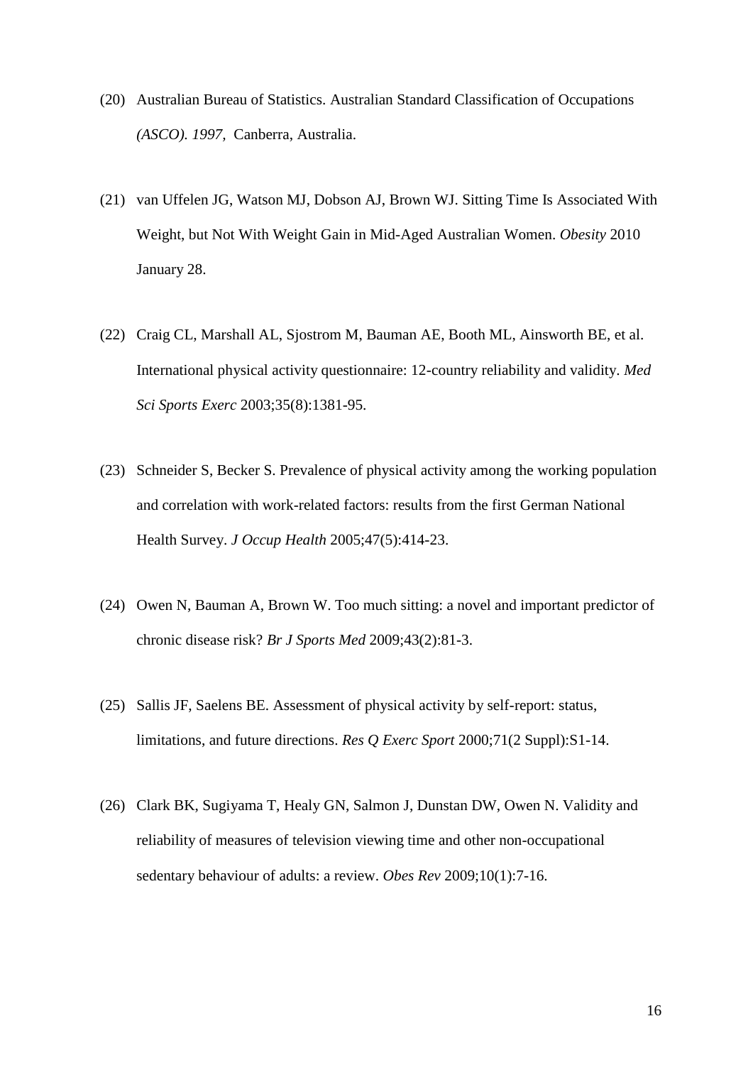(20) Australian Bureau of Statistics. Australian Standard Classification of Occupations *(ASCO). 1997,* Canberra, Australia.

(21) van Uffelen JG, Watson MJ, Dobson AJ, Brown WJ. Sitting Time Is Associated With Weight, but Not With Weight Gain in Mid-Aged Australian Women. *Obesity* 2010 January 28.

(22) Craig CL, Marshall AL, Sjostrom M, Bauman AE, Booth ML, Ainsworth BE, et al. International physical activity questionnaire: 12-country reliability and validity. *Med Sci Sports Exerc* 2003;35(8):1381-95.

(23) Schneider S, Becker S. Prevalence of physical activity among the working population and correlation with work-related factors: results from the first German National Health Survey. *J Occup Health* 2005;47(5):414-23.

(24) Owen N, Bauman A, Brown W. Too much sitting: a novel and important predictor of chronic disease risk? *Br J Sports Med* 2009;43(2):81-3.

(25) Sallis JF, Saelens BE. Assessment of physical activity by self-report: status, limitations, and future directions. *Res Q Exerc Sport* 2000;71(2 Suppl):S1-14.

(26) Clark BK, Sugiyama T, Healy GN, Salmon J, Dunstan DW, Owen N. Validity and reliability of measures of television viewing time and other non-occupational sedentary behaviour of adults: a review. *Obes Rev* 2009;10(1):7-16.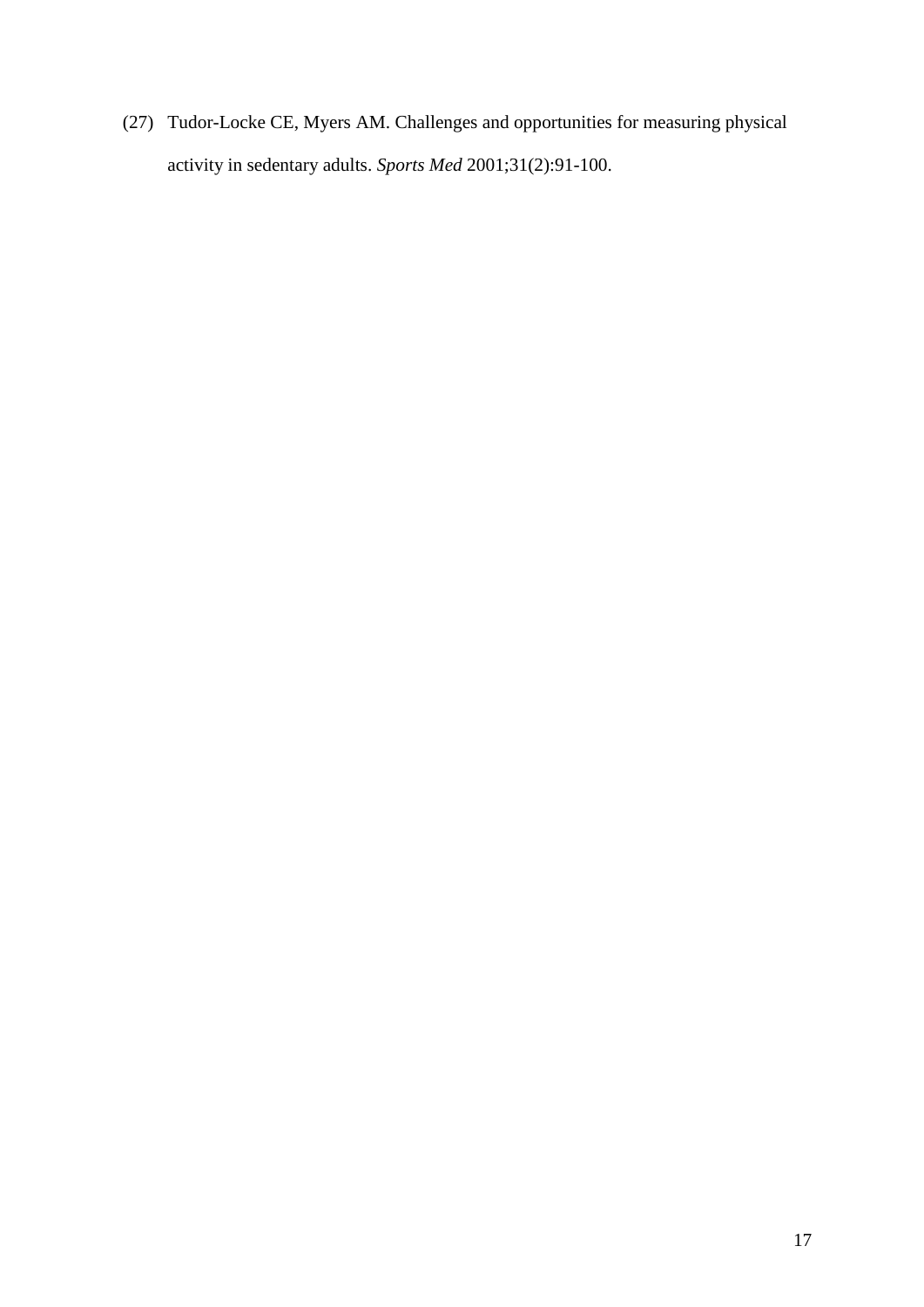(27) Tudor-Locke CE, Myers AM. Challenges and opportunities for measuring physical activity in sedentary adults. *Sports Med* 2001;31(2):91-100.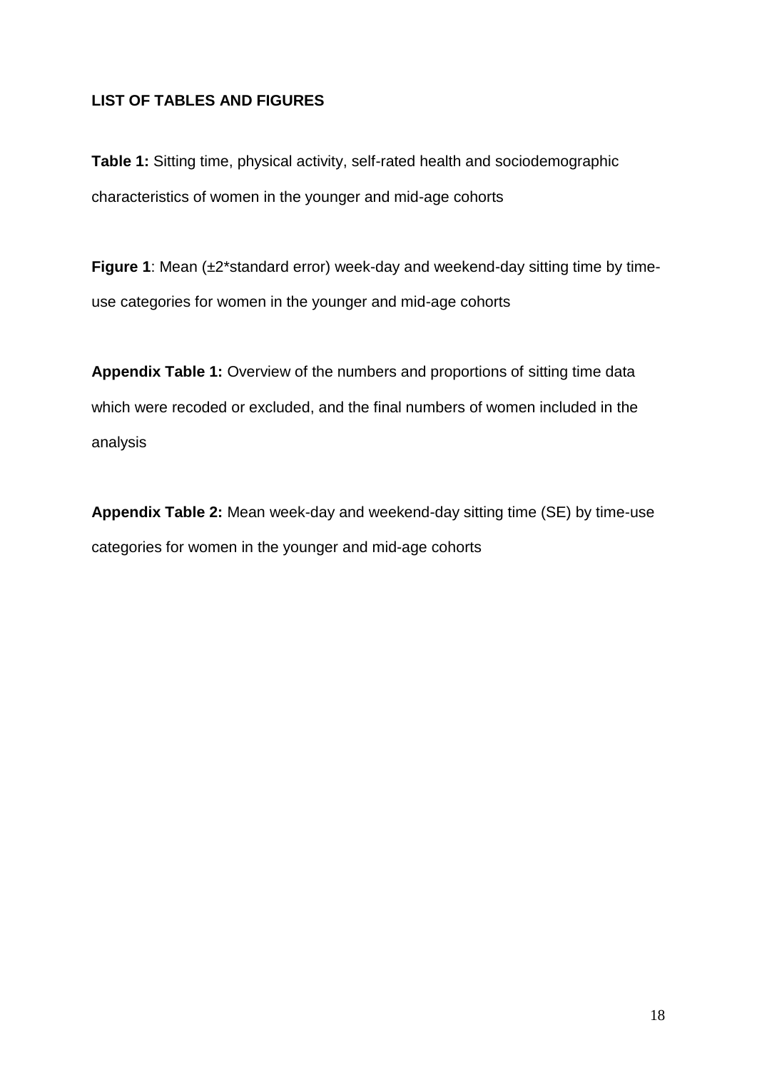## LIST OF TABLES AND FIGURES

**Table 1:** Sitting time, physical activity, self-rated health and sociodemographic characteristics of women in the younger and mid-age cohorts

**Figure 1**: Mean (±2*standard error) week-day and weekend-day sitting time by time-use categories for women in the younger and mid-age cohorts

**Appendix Table 1:** Overview of the numbers and proportions of sitting time data which were recoded or excluded, and the final numbers of women included in the analysis

**Appendix Table 2:** Mean week-day and weekend-day sitting time (SE) by time-use categories for women in the younger and mid-age cohorts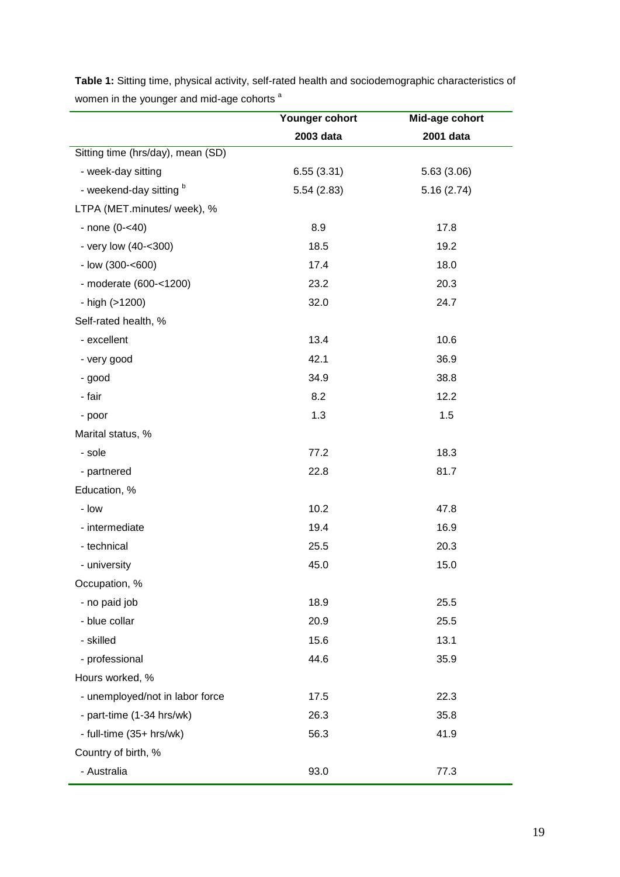**Table 1:** Sitting time, physical activity, self-rated health and sociodemographic characteristics of women in the younger and mid-age cohorts [a]

| | Younger cohort | Mid-age cohort |
|---|---|---|
| | **2003 data** | **2001 data** |
| Sitting time (hrs/day), mean (SD) | | |
| - week-day sitting | 6.55 (3.31) | 5.63 (3.06) |
| - weekend-day sitting [b] | 5.54 (2.83) | 5.16 (2.74) |
| LTPA (MET.minutes/ week), % | | |
| - none (0-<40) | 8.9 | 17.8 |
| - very low (40-<300) | 18.5 | 19.2 |
| - low (300-<600) | 17.4 | 18.0 |
| - moderate (600-<1200) | 23.2 | 20.3 |
| - high (>1200) | 32.0 | 24.7 |
| Self-rated health, % | | |
| - excellent | 13.4 | 10.6 |
| - very good | 42.1 | 36.9 |
| - good | 34.9 | 38.8 |
| - fair | 8.2 | 12.2 |
| - poor | 1.3 | 1.5 |
| Marital status, % | | |
| - sole | 77.2 | 18.3 |
| - partnered | 22.8 | 81.7 |
| Education, % | | |
| - low | 10.2 | 47.8 |
| - intermediate | 19.4 | 16.9 |
| - technical | 25.5 | 20.3 |
| - university | 45.0 | 15.0 |
| Occupation, % | | |
| - no paid job | 18.9 | 25.5 |
| - blue collar | 20.9 | 25.5 |
| - skilled | 15.6 | 13.1 |
| - professional | 44.6 | 35.9 |
| Hours worked, % | | |
| - unemployed/not in labor force | 17.5 | 22.3 |
| - part-time (1-34 hrs/wk) | 26.3 | 35.8 |
| - full-time (35+ hrs/wk) | 56.3 | 41.9 |
| Country of birth, % | | |
| - Australia | 93.0 | 77.3 |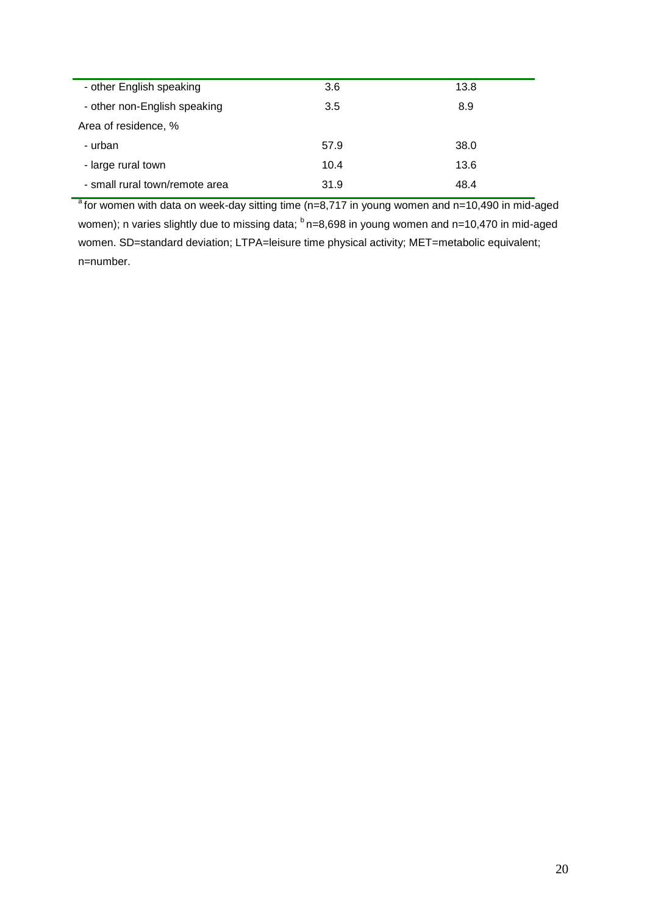| | | |
|---|---|---|
| - other English speaking | 3.6 | 13.8 |
| - other non-English speaking | 3.5 | 8.9 |
| Area of residence, % | | |
| - urban | 57.9 | 38.0 |
| - large rural town | 10.4 | 13.6 |
| - small rural town/remote area | 31.9 | 48.4 |

[a] for women with data on week-day sitting time (n=8,717 in young women and n=10,490 in mid-aged women); n varies slightly due to missing data; [b] n=8,698 in young women and n=10,470 in mid-aged women. SD=standard deviation; LTPA=leisure time physical activity; MET=metabolic equivalent; n=number.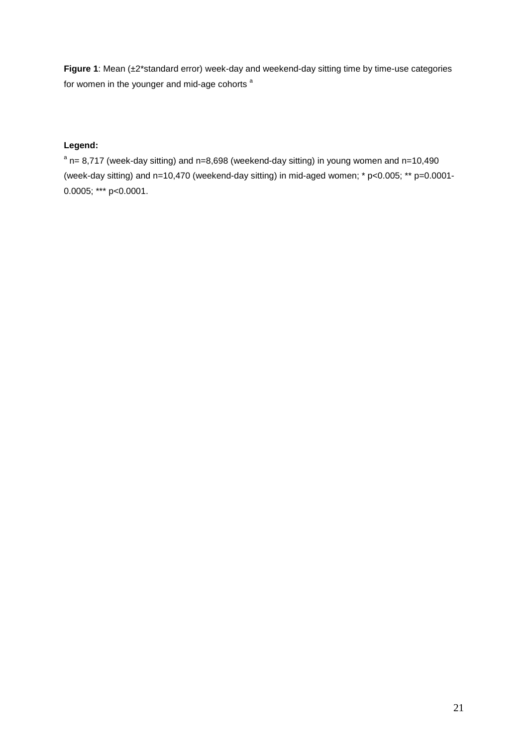**Figure 1**: Mean (±2*standard error) week-day and weekend-day sitting time by time-use categories for women in the younger and mid-age cohorts [a]

**Legend:**

[a] n= 8,717 (week-day sitting) and n=8,698 (weekend-day sitting) in young women and n=10,490 (week-day sitting) and n=10,470 (weekend-day sitting) in mid-aged women; * p<0.005; ** p=0.0001-0.0005; *** p<0.0001.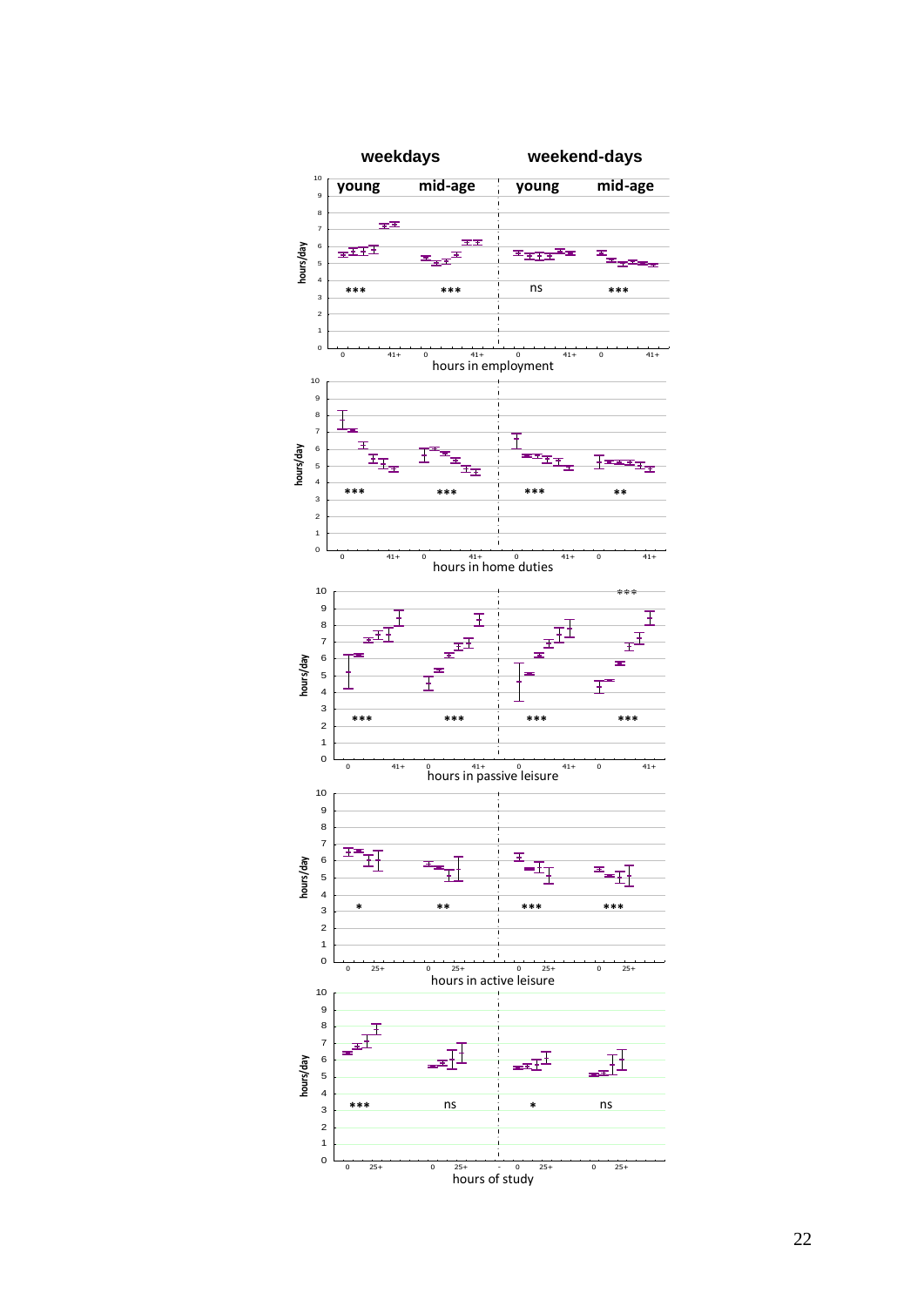weekdays weekend-days

young mid-age young mid-age

hours/day

*** *** ns ***

hours in employment

*** *** *** **

hours in home duties

*** *** *** ***

hours in passive leisure

* ** *** ***

hours in active leisure

*** ns * ns

hours of study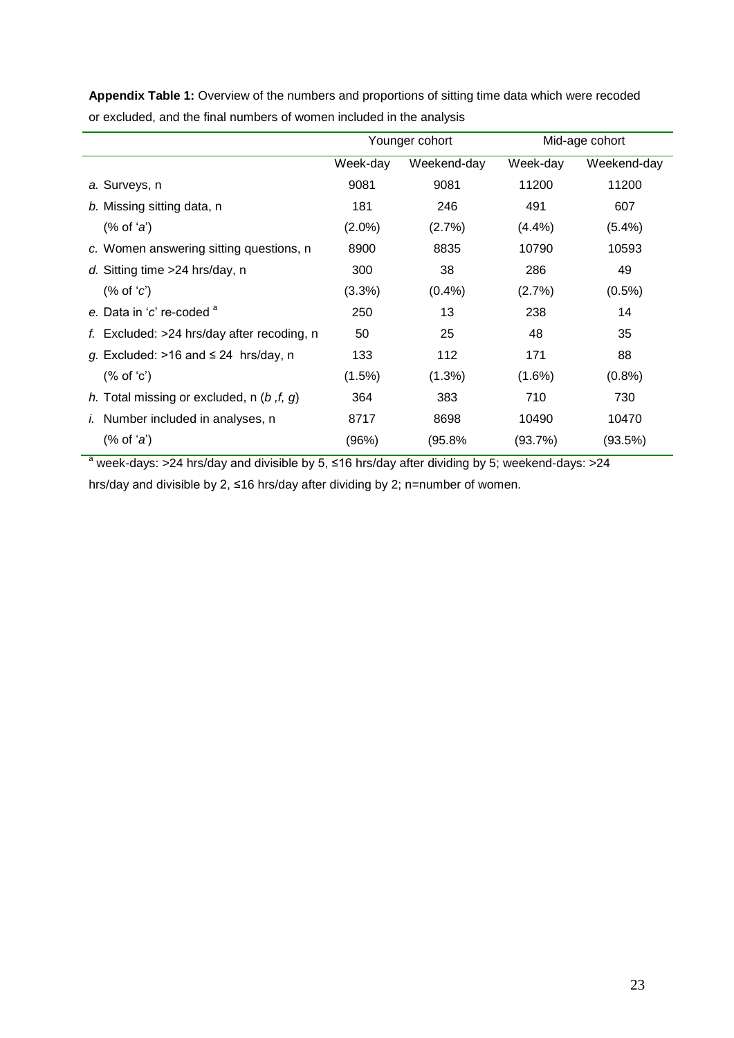**Appendix Table 1:** Overview of the numbers and proportions of sitting time data which were recoded or excluded, and the final numbers of women included in the analysis

| | Younger cohort | | Mid-age cohort | |
|---|---|---|---|---|
| | Week-day | Weekend-day | Week-day | Weekend-day |
| *a.* Surveys, n | 9081 | 9081 | 11200 | 11200 |
| *b.* Missing sitting data, n | 181 | 246 | 491 | 607 |
| (% of '*a*') | (2.0%) | (2.7%) | (4.4%) | (5.4%) |
| *c.* Women answering sitting questions, n | 8900 | 8835 | 10790 | 10593 |
| *d.* Sitting time >24 hrs/day, n | 300 | 38 | 286 | 49 |
| (% of '*c*') | (3.3%) | (0.4%) | (2.7%) | (0.5%) |
| *e.* Data in '*c*' re-coded [a] | 250 | 13 | 238 | 14 |
| *f.* Excluded: >24 hrs/day after recoding, n | 50 | 25 | 48 | 35 |
| *g.* Excluded: >16 and ≤ 24 hrs/day, n | 133 | 112 | 171 | 88 |
| (% of 'c') | (1.5%) | (1.3%) | (1.6%) | (0.8%) |
| *h.* Total missing or excluded, n (*b* ,*f, g*) | 364 | 383 | 710 | 730 |
| *i.* Number included in analyses, n | 8717 | 8698 | 10490 | 10470 |
| (% of '*a*') | (96%) | (95.8% | (93.7%) | (93.5%) |

[a] week-days: >24 hrs/day and divisible by 5, ≤16 hrs/day after dividing by 5; weekend-days: >24 hrs/day and divisible by 2, ≤16 hrs/day after dividing by 2; n=number of women.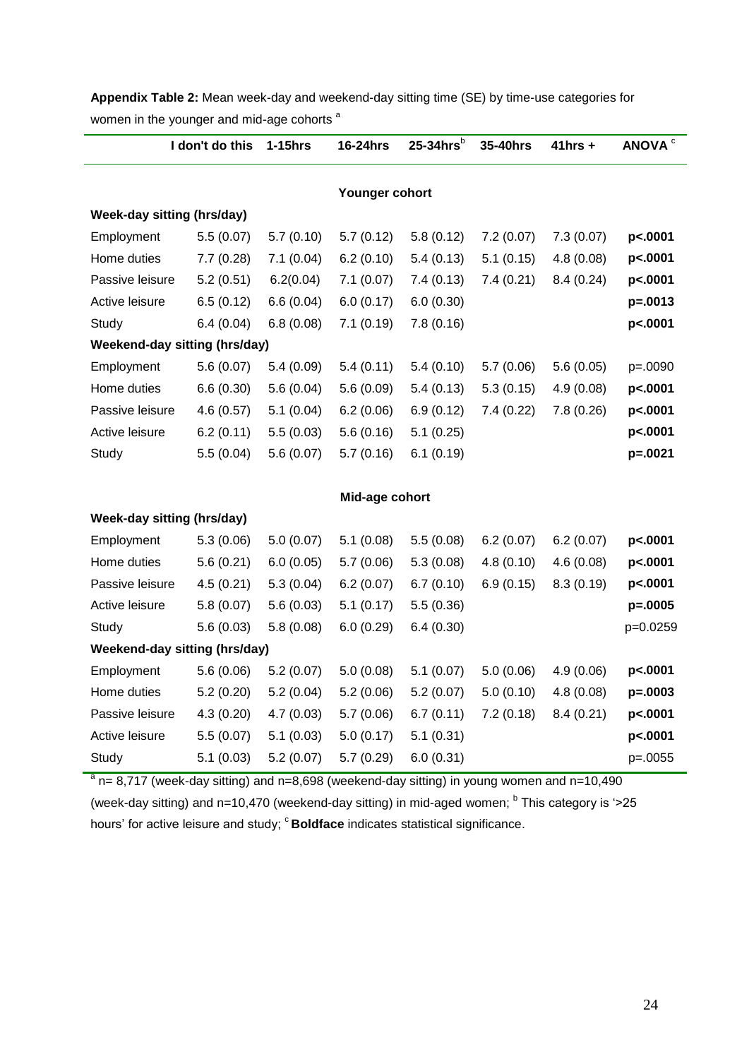**Appendix Table 2:** Mean week-day and weekend-day sitting time (SE) by time-use categories for women in the younger and mid-age cohorts [a]

| | I don't do this | 1-15hrs | 16-24hrs | 25-34hrs[b] | 35-40hrs | 41hrs + | ANOVA [c] |
|---|---|---|---|---|---|---|---|
| | | | **Younger cohort** | | | | |
| **Week-day sitting (hrs/day)** | | | | | | | |
| Employment | 5.5 (0.07) | 5.7 (0.10) | 5.7 (0.12) | 5.8 (0.12) | 7.2 (0.07) | 7.3 (0.07) | **p<.0001** |
| Home duties | 7.7 (0.28) | 7.1 (0.04) | 6.2 (0.10) | 5.4 (0.13) | 5.1 (0.15) | 4.8 (0.08) | **p<.0001** |
| Passive leisure | 5.2 (0.51) | 6.2(0.04) | 7.1 (0.07) | 7.4 (0.13) | 7.4 (0.21) | 8.4 (0.24) | **p<.0001** |
| Active leisure | 6.5 (0.12) | 6.6 (0.04) | 6.0 (0.17) | 6.0 (0.30) | | | **p=.0013** |
| Study | 6.4 (0.04) | 6.8 (0.08) | 7.1 (0.19) | 7.8 (0.16) | | | **p<.0001** |
| **Weekend-day sitting (hrs/day)** | | | | | | | |
| Employment | 5.6 (0.07) | 5.4 (0.09) | 5.4 (0.11) | 5.4 (0.10) | 5.7 (0.06) | 5.6 (0.05) | p=.0090 |
| Home duties | 6.6 (0.30) | 5.6 (0.04) | 5.6 (0.09) | 5.4 (0.13) | 5.3 (0.15) | 4.9 (0.08) | **p<.0001** |
| Passive leisure | 4.6 (0.57) | 5.1 (0.04) | 6.2 (0.06) | 6.9 (0.12) | 7.4 (0.22) | 7.8 (0.26) | **p<.0001** |
| Active leisure | 6.2 (0.11) | 5.5 (0.03) | 5.6 (0.16) | 5.1 (0.25) | | | **p<.0001** |
| Study | 5.5 (0.04) | 5.6 (0.07) | 5.7 (0.16) | 6.1 (0.19) | | | **p=.0021** |
| | | | **Mid-age cohort** | | | | |
| **Week-day sitting (hrs/day)** | | | | | | | |
| Employment | 5.3 (0.06) | 5.0 (0.07) | 5.1 (0.08) | 5.5 (0.08) | 6.2 (0.07) | 6.2 (0.07) | **p<.0001** |
| Home duties | 5.6 (0.21) | 6.0 (0.05) | 5.7 (0.06) | 5.3 (0.08) | 4.8 (0.10) | 4.6 (0.08) | **p<.0001** |
| Passive leisure | 4.5 (0.21) | 5.3 (0.04) | 6.2 (0.07) | 6.7 (0.10) | 6.9 (0.15) | 8.3 (0.19) | **p<.0001** |
| Active leisure | 5.8 (0.07) | 5.6 (0.03) | 5.1 (0.17) | 5.5 (0.36) | | | **p=.0005** |
| Study | 5.6 (0.03) | 5.8 (0.08) | 6.0 (0.29) | 6.4 (0.30) | | | p=0.0259 |
| **Weekend-day sitting (hrs/day)** | | | | | | | |
| Employment | 5.6 (0.06) | 5.2 (0.07) | 5.0 (0.08) | 5.1 (0.07) | 5.0 (0.06) | 4.9 (0.06) | **p<.0001** |
| Home duties | 5.2 (0.20) | 5.2 (0.04) | 5.2 (0.06) | 5.2 (0.07) | 5.0 (0.10) | 4.8 (0.08) | **p=.0003** |
| Passive leisure | 4.3 (0.20) | 4.7 (0.03) | 5.7 (0.06) | 6.7 (0.11) | 7.2 (0.18) | 8.4 (0.21) | **p<.0001** |
| Active leisure | 5.5 (0.07) | 5.1 (0.03) | 5.0 (0.17) | 5.1 (0.31) | | | **p<.0001** |
| Study | 5.1 (0.03) | 5.2 (0.07) | 5.7 (0.29) | 6.0 (0.31) | | | p=.0055 |

[a] n= 8,717 (week-day sitting) and n=8,698 (weekend-day sitting) in young women and n=10,490 (week-day sitting) and n=10,470 (weekend-day sitting) in mid-aged women; [b] This category is '>25 hours' for active leisure and study; [c] **Boldface** indicates statistical significance.